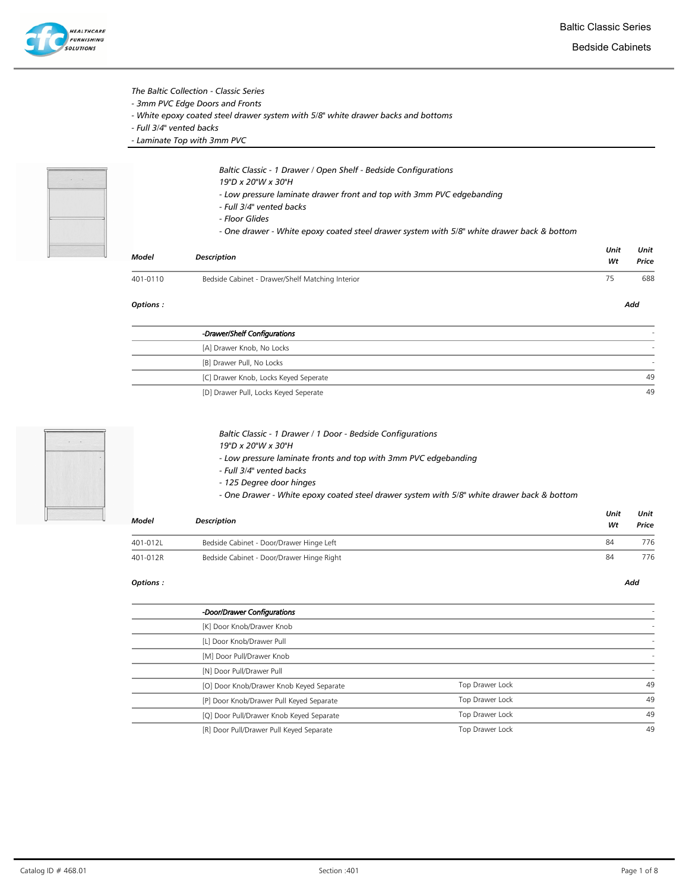# Baltic Classic Series

## Bedside Cabinets

*The Baltic Collection - Classic Series*
*- 3mm PVC Edge Doors and Fronts*
*- White epoxy coated steel drawer system with 5/8" white drawer backs and bottoms*
*- Full 3/4" vented backs*
*- Laminate Top with 3mm PVC*

*Baltic Classic - 1 Drawer / Open Shelf - Bedside Configurations*
*19"D x 20"W x 30"H*
*- Low pressure laminate drawer front and top with 3mm PVC edgebanding*
*- Full 3/4" vented backs*
*- Floor Glides*
*- One drawer - White epoxy coated steel drawer system with 5/8" white drawer back & bottom*

| Model | Description | Unit Wt | Unit Price |
|---|---|---|---|
| 401-0110 | Bedside Cabinet - Drawer/Shelf Matching Interior | 75 | 688 |

**Options :** *Add*

| | | Add |
|---|---|---|
| | -Drawer/Shelf Configurations | - |
| | [A] Drawer Knob, No Locks | - |
| | [B] Drawer Pull, No Locks | - |
| | [C] Drawer Knob, Locks Keyed Seperate | 49 |
| | [D] Drawer Pull, Locks Keyed Seperate | 49 |

*Baltic Classic - 1 Drawer / 1 Door - Bedside Configurations*
*19"D x 20"W x 30"H*
*- Low pressure laminate fronts and top with 3mm PVC edgebanding*
*- Full 3/4" vented backs*
*- 125 Degree door hinges*
*- One Drawer - White epoxy coated steel drawer system with 5/8" white drawer back & bottom*

| Model | Description | Unit Wt | Unit Price |
|---|---|---|---|
| 401-012L | Bedside Cabinet - Door/Drawer Hinge Left | 84 | 776 |
| 401-012R | Bedside Cabinet - Door/Drawer Hinge Right | 84 | 776 |

**Options :** *Add*

| | | | Add |
|---|---|---|---|
| | -Door/Drawer Configurations | | - |
| | [K] Door Knob/Drawer Knob | | - |
| | [L] Door Knob/Drawer Pull | | - |
| | [M] Door Pull/Drawer Knob | | - |
| | [N] Door Pull/Drawer Pull | | - |
| | [O] Door Knob/Drawer Knob Keyed Separate | Top Drawer Lock | 49 |
| | [P] Door Knob/Drawer Pull Keyed Separate | Top Drawer Lock | 49 |
| | [Q] Door Pull/Drawer Knob Keyed Separate | Top Drawer Lock | 49 |
| | [R] Door Pull/Drawer Pull Keyed Separate | Top Drawer Lock | 49 |

Catalog ID # 468.01 Section :401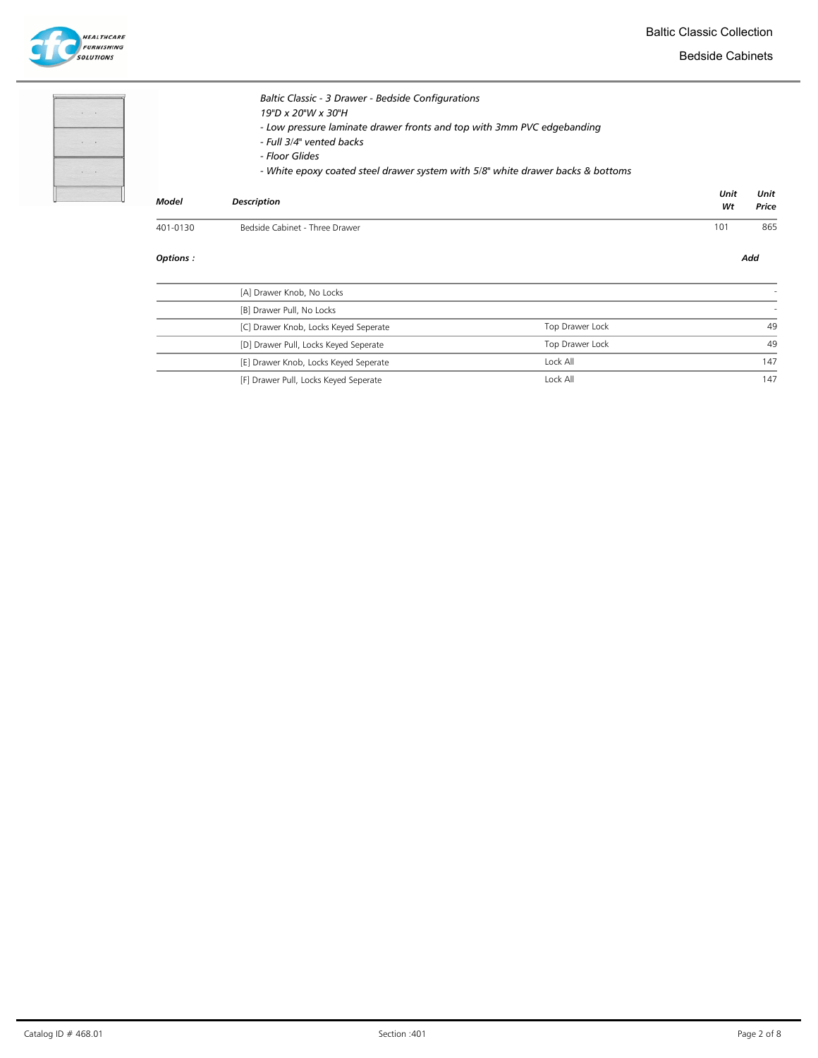*Baltic Classic - 3 Drawer - Bedside Configurations*
*19"D x 20"W x 30"H*
*- Low pressure laminate drawer fronts and top with 3mm PVC edgebanding*
*- Full 3/4" vented backs*
*- Floor Glides*
*- White epoxy coated steel drawer system with 5/8" white drawer backs & bottoms*

| Model | Description | Unit Wt | Unit Price |
|---|---|---|---|
| 401-0130 | Bedside Cabinet - Three Drawer | 101 | 865 |

**Options :**

| | Option | | Add |
|---|---|---|---|
| | [A] Drawer Knob, No Locks | | - |
| | [B] Drawer Pull, No Locks | | - |
| | [C] Drawer Knob, Locks Keyed Seperate | Top Drawer Lock | 49 |
| | [D] Drawer Pull, Locks Keyed Seperate | Top Drawer Lock | 49 |
| | [E] Drawer Knob, Locks Keyed Seperate | Lock All | 147 |
| | [F] Drawer Pull, Locks Keyed Seperate | Lock All | 147 |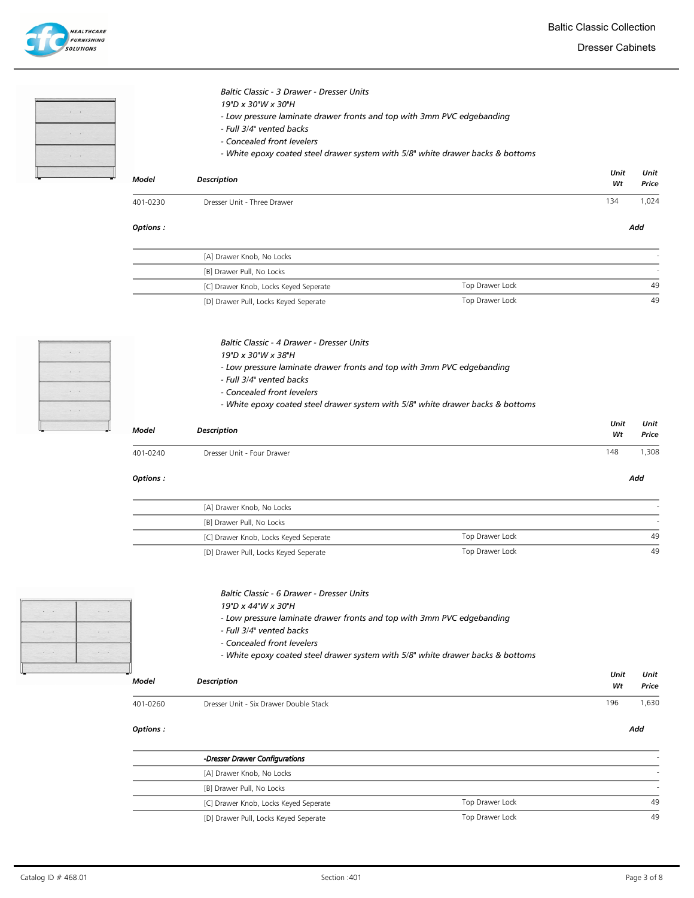# Baltic Classic Collection

## Dresser Cabinets

*Baltic Classic - 3 Drawer - Dresser Units*
*19"D x 30"W x 30"H*
*- Low pressure laminate drawer fronts and top with 3mm PVC edgebanding*
*- Full 3/4" vented backs*
*- Concealed front levelers*
*- White epoxy coated steel drawer system with 5/8" white drawer backs & bottoms*

| Model | Description | Unit Wt | Unit Price |
|---|---|---|---|
| 401-0230 | Dresser Unit - Three Drawer | 134 | 1,024 |

**Options :**

| | | Add |
|---|---|---|
| [A] Drawer Knob, No Locks | | - |
| [B] Drawer Pull, No Locks | | - |
| [C] Drawer Knob, Locks Keyed Seperate | Top Drawer Lock | 49 |
| [D] Drawer Pull, Locks Keyed Seperate | Top Drawer Lock | 49 |

*Baltic Classic - 4 Drawer - Dresser Units*
*19"D x 30"W x 38"H*
*- Low pressure laminate drawer fronts and top with 3mm PVC edgebanding*
*- Full 3/4" vented backs*
*- Concealed front levelers*
*- White epoxy coated steel drawer system with 5/8" white drawer backs & bottoms*

| Model | Description | Unit Wt | Unit Price |
|---|---|---|---|
| 401-0240 | Dresser Unit - Four Drawer | 148 | 1,308 |

**Options :**

| | | Add |
|---|---|---|
| [A] Drawer Knob, No Locks | | - |
| [B] Drawer Pull, No Locks | | - |
| [C] Drawer Knob, Locks Keyed Seperate | Top Drawer Lock | 49 |
| [D] Drawer Pull, Locks Keyed Seperate | Top Drawer Lock | 49 |

*Baltic Classic - 6 Drawer - Dresser Units*
*19"D x 44"W x 30"H*
*- Low pressure laminate drawer fronts and top with 3mm PVC edgebanding*
*- Full 3/4" vented backs*
*- Concealed front levelers*
*- White epoxy coated steel drawer system with 5/8" white drawer backs & bottoms*

| Model | Description | Unit Wt | Unit Price |
|---|---|---|---|
| 401-0260 | Dresser Unit - Six Drawer Double Stack | 196 | 1,630 |

**Options :**

| | | Add |
|---|---|---|
| *-Dresser Drawer Configurations* | | - |
| [A] Drawer Knob, No Locks | | - |
| [B] Drawer Pull, No Locks | | - |
| [C] Drawer Knob, Locks Keyed Seperate | Top Drawer Lock | 49 |
| [D] Drawer Pull, Locks Keyed Seperate | Top Drawer Lock | 49 |

Catalog ID # 468.01 Section :401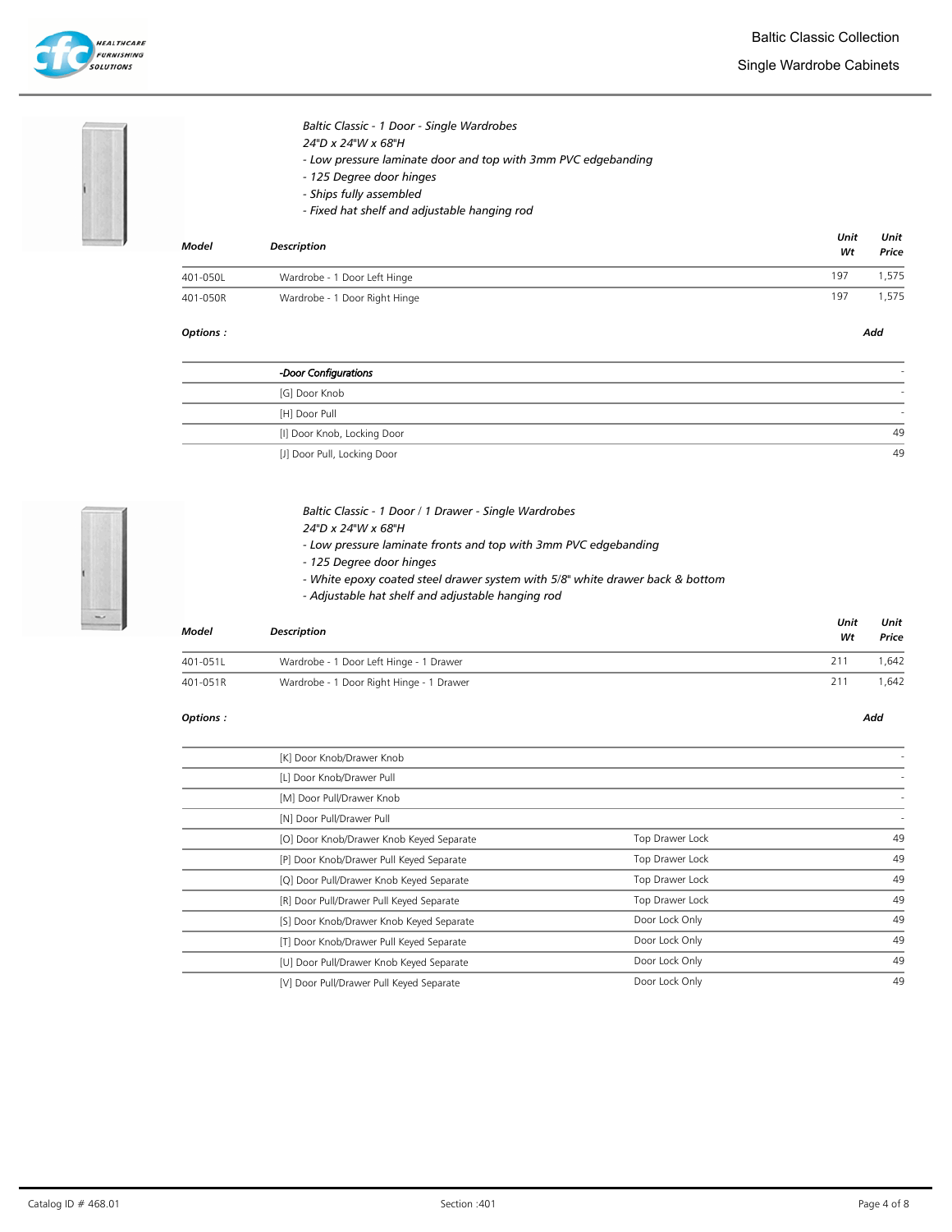# Baltic Classic Collection

## Single Wardrobe Cabinets

*Baltic Classic - 1 Door - Single Wardrobes*
*24"D x 24"W x 68"H*
*- Low pressure laminate door and top with 3mm PVC edgebanding*
*- 125 Degree door hinges*
*- Ships fully assembled*
*- Fixed hat shelf and adjustable hanging rod*

| Model | Description | Unit Wt | Unit Price |
|---|---|---|---|
| 401-050L | Wardrobe - 1 Door Left Hinge | 197 | 1,575 |
| 401-050R | Wardrobe - 1 Door Right Hinge | 197 | 1,575 |

**Options :**

| | Add |
|---|---|
| *-Door Configurations* | - |
| [G] Door Knob | - |
| [H] Door Pull | - |
| [I] Door Knob, Locking Door | 49 |
| [J] Door Pull, Locking Door | 49 |

*Baltic Classic - 1 Door / 1 Drawer - Single Wardrobes*
*24"D x 24"W x 68"H*
*- Low pressure laminate fronts and top with 3mm PVC edgebanding*
*- 125 Degree door hinges*
*- White epoxy coated steel drawer system with 5/8" white drawer back & bottom*
*- Adjustable hat shelf and adjustable hanging rod*

| Model | Description | Unit Wt | Unit Price |
|---|---|---|---|
| 401-051L | Wardrobe - 1 Door Left Hinge - 1 Drawer | 211 | 1,642 |
| 401-051R | Wardrobe - 1 Door Right Hinge - 1 Drawer | 211 | 1,642 |

**Options :**

| | | Add |
|---|---|---|
| [K] Door Knob/Drawer Knob | | - |
| [L] Door Knob/Drawer Pull | | - |
| [M] Door Pull/Drawer Knob | | - |
| [N] Door Pull/Drawer Pull | | - |
| [O] Door Knob/Drawer Knob Keyed Separate | Top Drawer Lock | 49 |
| [P] Door Knob/Drawer Pull Keyed Separate | Top Drawer Lock | 49 |
| [Q] Door Pull/Drawer Knob Keyed Separate | Top Drawer Lock | 49 |
| [R] Door Pull/Drawer Pull Keyed Separate | Top Drawer Lock | 49 |
| [S] Door Knob/Drawer Knob Keyed Separate | Door Lock Only | 49 |
| [T] Door Knob/Drawer Pull Keyed Separate | Door Lock Only | 49 |
| [U] Door Pull/Drawer Knob Keyed Separate | Door Lock Only | 49 |
| [V] Door Pull/Drawer Pull Keyed Separate | Door Lock Only | 49 |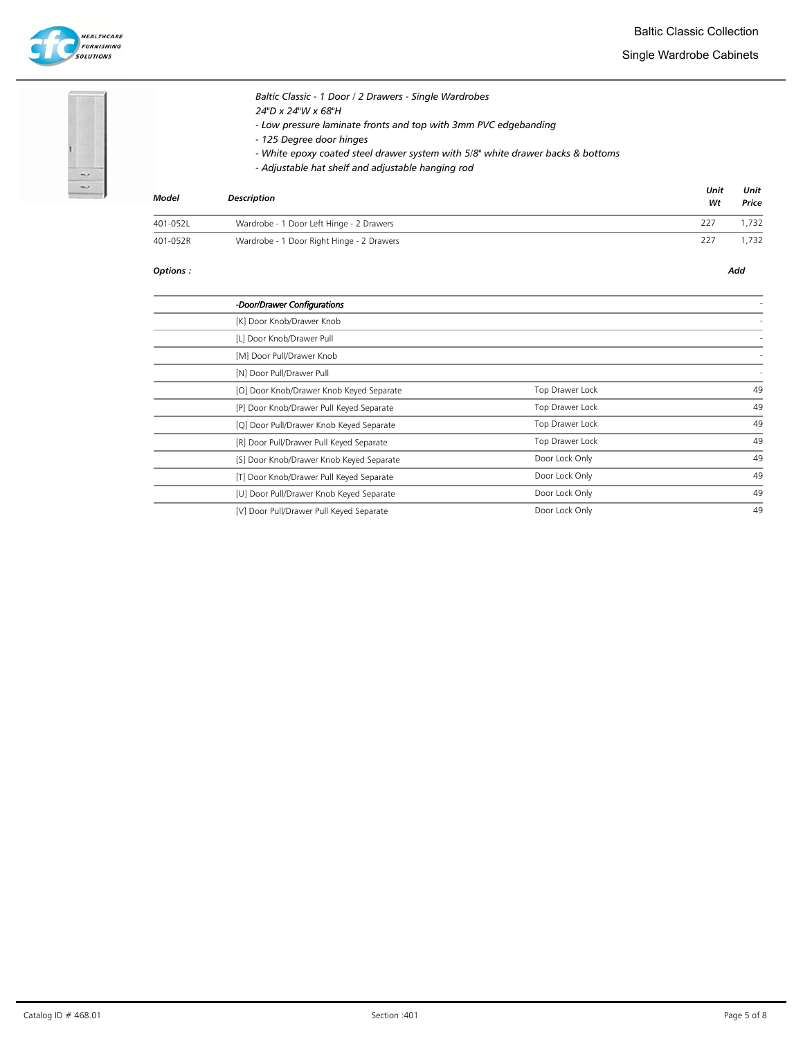# Baltic Classic Collection

## Single Wardrobe Cabinets

*Baltic Classic - 1 Door / 2 Drawers - Single Wardrobes*
*24"D x 24"W x 68"H*
*- Low pressure laminate fronts and top with 3mm PVC edgebanding*
*- 125 Degree door hinges*
*- White epoxy coated steel drawer system with 5/8" white drawer backs & bottoms*
*- Adjustable hat shelf and adjustable hanging rod*

| Model | Description | Unit Wt | Unit Price |
|---|---|---|---|
| 401-052L | Wardrobe - 1 Door Left Hinge - 2 Drawers | 227 | 1,732 |
| 401-052R | Wardrobe - 1 Door Right Hinge - 2 Drawers | 227 | 1,732 |

**Options :**

| | | | Add |
|---|---|---|---|
| | -Door/Drawer Configurations | | - |
| | [K] Door Knob/Drawer Knob | | - |
| | [L] Door Knob/Drawer Pull | | - |
| | [M] Door Pull/Drawer Knob | | - |
| | [N] Door Pull/Drawer Pull | | - |
| | [O] Door Knob/Drawer Knob Keyed Separate | Top Drawer Lock | 49 |
| | [P] Door Knob/Drawer Pull Keyed Separate | Top Drawer Lock | 49 |
| | [Q] Door Pull/Drawer Knob Keyed Separate | Top Drawer Lock | 49 |
| | [R] Door Pull/Drawer Pull Keyed Separate | Top Drawer Lock | 49 |
| | [S] Door Knob/Drawer Knob Keyed Separate | Door Lock Only | 49 |
| | [T] Door Knob/Drawer Pull Keyed Separate | Door Lock Only | 49 |
| | [U] Door Pull/Drawer Knob Keyed Separate | Door Lock Only | 49 |
| | [V] Door Pull/Drawer Pull Keyed Separate | Door Lock Only | 49 |

Catalog ID # 468.01 Section :401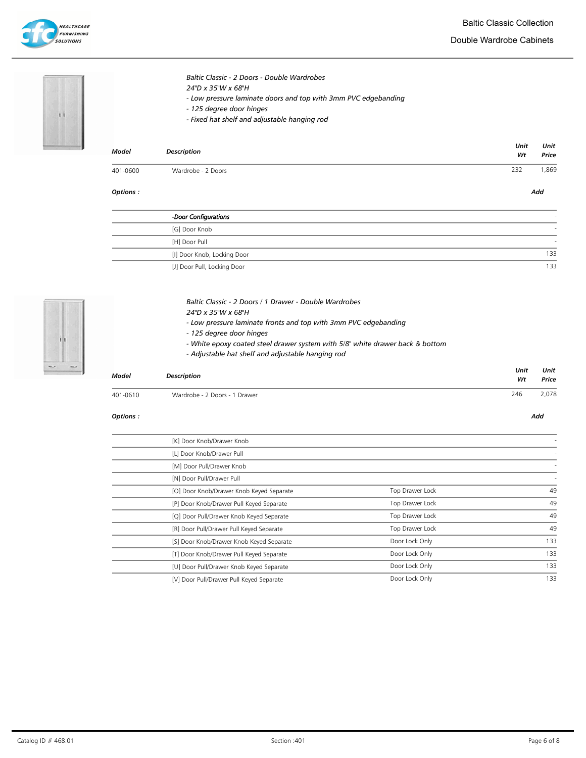*Baltic Classic - 2 Doors - Double Wardrobes*
*24"D x 35"W x 68"H*
*- Low pressure laminate doors and top with 3mm PVC edgebanding*
*- 125 degree door hinges*
*- Fixed hat shelf and adjustable hanging rod*

| Model | Description | Unit Wt | Unit Price |
|---|---|---|---|
| 401-0600 | Wardrobe - 2 Doors | 232 | 1,869 |

***Options :***

| | Add |
|---|---|
| *-Door Configurations* | - |
| [G] Door Knob | - |
| [H] Door Pull | - |
| [I] Door Knob, Locking Door | 133 |
| [J] Door Pull, Locking Door | 133 |

*Baltic Classic - 2 Doors / 1 Drawer - Double Wardrobes*
*24"D x 35"W x 68"H*
*- Low pressure laminate fronts and top with 3mm PVC edgebanding*
*- 125 degree door hinges*
*- White epoxy coated steel drawer system with 5/8" white drawer back & bottom*
*- Adjustable hat shelf and adjustable hanging rod*

| Model | Description | Unit Wt | Unit Price |
|---|---|---|---|
| 401-0610 | Wardrobe - 2 Doors - 1 Drawer | 246 | 2,078 |

***Options :***

| | | Add |
|---|---|---|
| [K] Door Knob/Drawer Knob | | - |
| [L] Door Knob/Drawer Pull | | - |
| [M] Door Pull/Drawer Knob | | - |
| [N] Door Pull/Drawer Pull | | - |
| [O] Door Knob/Drawer Knob Keyed Separate | Top Drawer Lock | 49 |
| [P] Door Knob/Drawer Pull Keyed Separate | Top Drawer Lock | 49 |
| [Q] Door Pull/Drawer Knob Keyed Separate | Top Drawer Lock | 49 |
| [R] Door Pull/Drawer Pull Keyed Separate | Top Drawer Lock | 49 |
| [S] Door Knob/Drawer Knob Keyed Separate | Door Lock Only | 133 |
| [T] Door Knob/Drawer Pull Keyed Separate | Door Lock Only | 133 |
| [U] Door Pull/Drawer Knob Keyed Separate | Door Lock Only | 133 |
| [V] Door Pull/Drawer Pull Keyed Separate | Door Lock Only | 133 |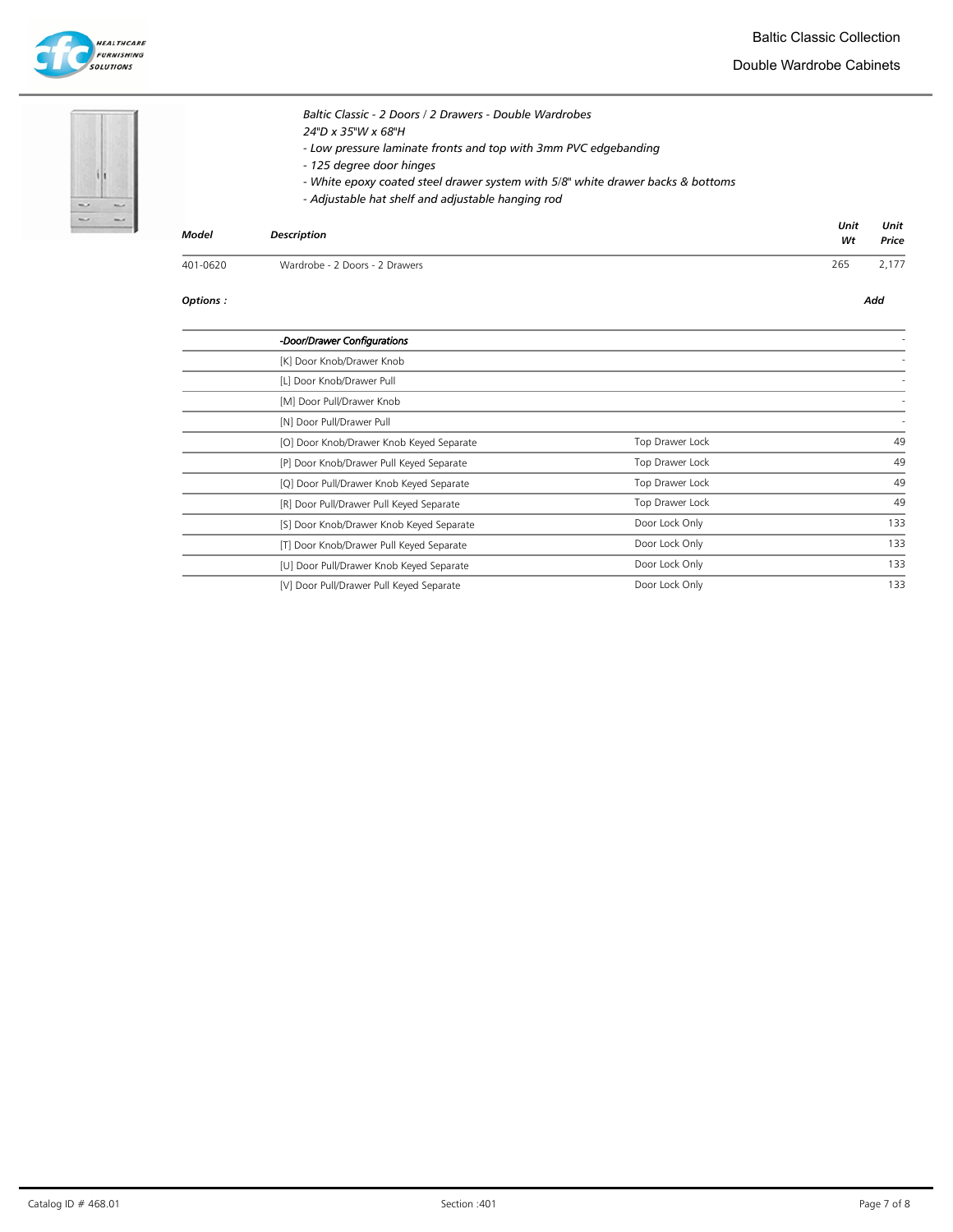# Baltic Classic Collection

## Double Wardrobe Cabinets

*Baltic Classic - 2 Doors / 2 Drawers - Double Wardrobes*
*24"D x 35"W x 68"H*
*- Low pressure laminate fronts and top with 3mm PVC edgebanding*
*- 125 degree door hinges*
*- White epoxy coated steel drawer system with 5/8" white drawer backs & bottoms*
*- Adjustable hat shelf and adjustable hanging rod*

| Model | Description | Unit Wt | Unit Price |
|---|---|---|---|
| 401-0620 | Wardrobe - 2 Doors - 2 Drawers | 265 | 2,177 |

***Options :***

| | Option | | Add |
|---|---|---|---|
| | *-Door/Drawer Configurations* | | - |
| | [K] Door Knob/Drawer Knob | | - |
| | [L] Door Knob/Drawer Pull | | - |
| | [M] Door Pull/Drawer Knob | | - |
| | [N] Door Pull/Drawer Pull | | - |
| | [O] Door Knob/Drawer Knob Keyed Separate | Top Drawer Lock | 49 |
| | [P] Door Knob/Drawer Pull Keyed Separate | Top Drawer Lock | 49 |
| | [Q] Door Pull/Drawer Knob Keyed Separate | Top Drawer Lock | 49 |
| | [R] Door Pull/Drawer Pull Keyed Separate | Top Drawer Lock | 49 |
| | [S] Door Knob/Drawer Knob Keyed Separate | Door Lock Only | 133 |
| | [T] Door Knob/Drawer Pull Keyed Separate | Door Lock Only | 133 |
| | [U] Door Pull/Drawer Knob Keyed Separate | Door Lock Only | 133 |
| | [V] Door Pull/Drawer Pull Keyed Separate | Door Lock Only | 133 |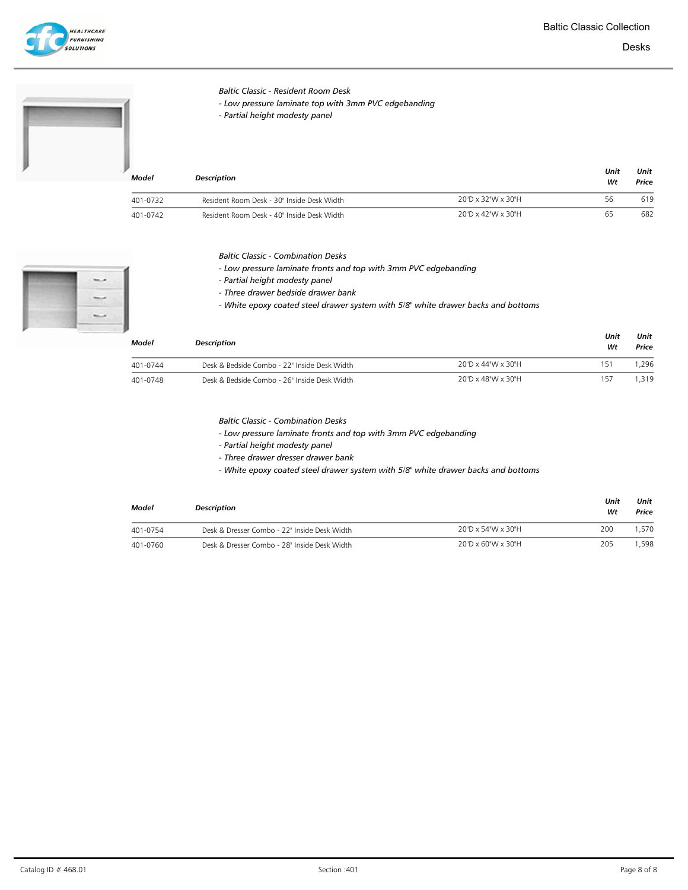# Baltic Classic Collection

## Desks

*Baltic Classic - Resident Room Desk*
- *Low pressure laminate top with 3mm PVC edgebanding*
- *Partial height modesty panel*

| *Model* | *Description* | | *Unit Wt* | *Unit Price* |
|---|---|---|---|---|
| 401-0732 | Resident Room Desk - 30" Inside Desk Width | 20"D x 32"W x 30"H | 56 | 619 |
| 401-0742 | Resident Room Desk - 40" Inside Desk Width | 20"D x 42"W x 30"H | 65 | 682 |

*Baltic Classic - Combination Desks*
- *Low pressure laminate fronts and top with 3mm PVC edgebanding*
- *Partial height modesty panel*
- *Three drawer bedside drawer bank*
- *White epoxy coated steel drawer system with 5/8" white drawer backs and bottoms*

| *Model* | *Description* | | *Unit Wt* | *Unit Price* |
|---|---|---|---|---|
| 401-0744 | Desk & Bedside Combo - 22" Inside Desk Width | 20"D x 44"W x 30"H | 151 | 1,296 |
| 401-0748 | Desk & Bedside Combo - 26" Inside Desk Width | 20"D x 48"W x 30"H | 157 | 1,319 |

*Baltic Classic - Combination Desks*
- *Low pressure laminate fronts and top with 3mm PVC edgebanding*
- *Partial height modesty panel*
- *Three drawer dresser drawer bank*
- *White epoxy coated steel drawer system with 5/8" white drawer backs and bottoms*

| *Model* | *Description* | | *Unit Wt* | *Unit Price* |
|---|---|---|---|---|
| 401-0754 | Desk & Dresser Combo - 22" Inside Desk Width | 20"D x 54"W x 30"H | 200 | 1,570 |
| 401-0760 | Desk & Dresser Combo - 28" Inside Desk Width | 20"D x 60"W x 30"H | 205 | 1,598 |